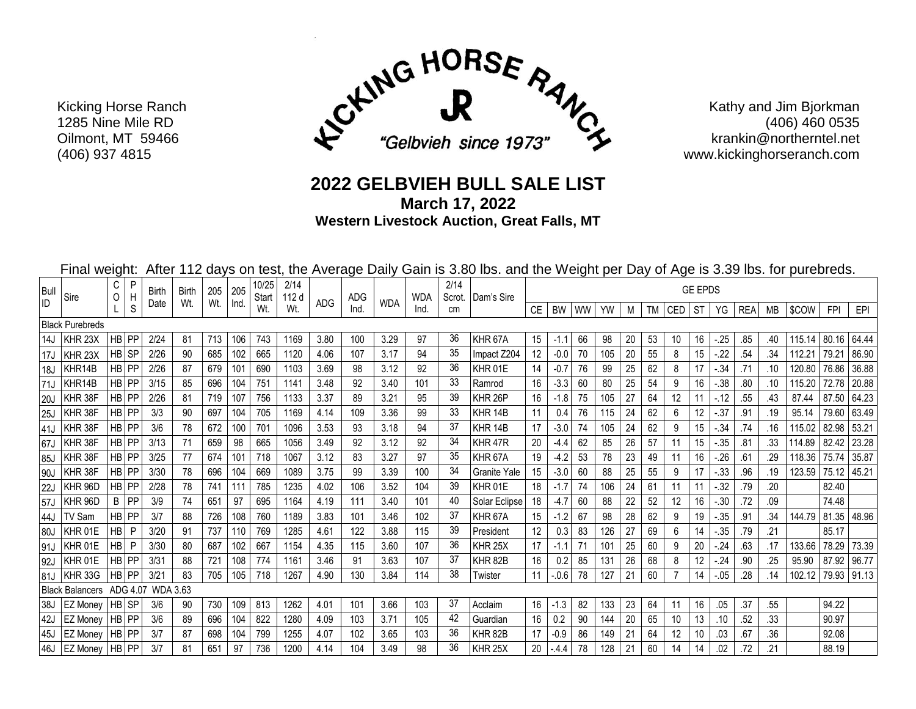Kicking Horse Ranch
1285 Nine Mile RD
Oilmont, MT 59466
(406) 937 4815

KICKING HORSE RANCH
JR
"Gelbvieh since 1973"

Kathy and Jim Bjorkman
(406) 460 0535
krankin@northerntel.net
www.kickinghorseranch.com

# 2022 GELBVIEH BULL SALE LIST

**March 17, 2022**

**Western Livestock Auction, Great Falls, MT**

Final weight: After 112 days on test, the Average Daily Gain is 3.80 lbs. and the Weight per Day of Age is 3.39 lbs. for purebreds.

| Bull ID | Sire | COL | PHS | Birth Date | Birth Wt. | 205 Wt. | 205 Ind. | 10/25 Start Wt. | 2/14 112 d Wt. | ADG | ADG Ind. | WDA | WDA Ind. | 2/14 Scrot. cm | Dam's Sire | GE EPDS | | | | | | | | | | | | | |
|---|---|---|---|---|---|---|---|---|---|---|---|---|---|---|---|---|---|---|---|---|---|---|---|---|---|---|---|---|---|
| | | | | | | | | | | | | | | | | CE | BW | WW | YW | M | TM | CED | ST | YG | REA | MB | $COW | FPI | EPI |
| Black Purebreds | | | | | | | | | | | | | | | | | | | | | | | | | | | | | |
| 14J | KHR 23X | HB | PP | 2/24 | 81 | 713 | 106 | 743 | 1169 | 3.80 | 100 | 3.29 | 97 | 36 | KHR 67A | 15 | -1.1 | 66 | 98 | 20 | 53 | 10 | 16 | -.25 | .85 | .40 | 115.14 | 80.16 | 64.44 |
| 17J | KHR 23X | HB | SP | 2/26 | 90 | 685 | 102 | 665 | 1120 | 4.06 | 107 | 3.17 | 94 | 35 | Impact Z204 | 12 | -0.0 | 70 | 105 | 20 | 55 | 8 | 15 | -.22 | .54 | .34 | 112.21 | 79.21 | 86.90 |
| 18J | KHR14B | HB | PP | 2/26 | 87 | 679 | 101 | 690 | 1103 | 3.69 | 98 | 3.12 | 92 | 36 | KHR 01E | 14 | -0.7 | 76 | 99 | 25 | 62 | 8 | 17 | -.34 | .71 | .10 | 120.80 | 76.86 | 36.88 |
| 71J | KHR14B | HB | PP | 3/15 | 85 | 696 | 104 | 751 | 1141 | 3.48 | 92 | 3.40 | 101 | 33 | Ramrod | 16 | -3.3 | 60 | 80 | 25 | 54 | 9 | 16 | -.38 | .80 | .10 | 115.20 | 72.78 | 20.88 |
| 20J | KHR 38F | HB | PP | 2/26 | 81 | 719 | 107 | 756 | 1133 | 3.37 | 89 | 3.21 | 95 | 39 | KHR 26P | 16 | -1.8 | 75 | 105 | 27 | 64 | 12 | 11 | -.12 | .55 | .43 | 87.44 | 87.50 | 64.23 |
| 25J | KHR 38F | HB | PP | 3/3 | 90 | 697 | 104 | 705 | 1169 | 4.14 | 109 | 3.36 | 99 | 33 | KHR 14B | 11 | 0.4 | 76 | 115 | 24 | 62 | 6 | 12 | -.37 | .91 | .19 | 95.14 | 79.60 | 63.49 |
| 41J | KHR 38F | HB | PP | 3/6 | 78 | 672 | 100 | 701 | 1096 | 3.53 | 93 | 3.18 | 94 | 37 | KHR 14B | 17 | -3.0 | 74 | 105 | 24 | 62 | 9 | 15 | -.34 | .74 | .16 | 115.02 | 82.98 | 53.21 |
| 67J | KHR 38F | HB | PP | 3/13 | 71 | 659 | 98 | 665 | 1056 | 3.49 | 92 | 3.12 | 92 | 34 | KHR 47R | 20 | -4.4 | 62 | 85 | 26 | 57 | 11 | 15 | -.35 | .81 | .33 | 114.89 | 82.42 | 23.28 |
| 85J | KHR 38F | HB | PP | 3/25 | 77 | 674 | 101 | 718 | 1067 | 3.12 | 83 | 3.27 | 97 | 35 | KHR 67A | 19 | -4.2 | 53 | 78 | 23 | 49 | 11 | 16 | -.26 | .61 | .29 | 118.36 | 75.74 | 35.87 |
| 90J | KHR 38F | HB | PP | 3/30 | 78 | 696 | 104 | 669 | 1089 | 3.75 | 99 | 3.39 | 100 | 34 | Granite Yale | 15 | -3.0 | 60 | 88 | 25 | 55 | 9 | 17 | -.33 | .96 | .19 | 123.59 | 75.12 | 45.21 |
| 22J | KHR 96D | HB | PP | 2/28 | 78 | 741 | 111 | 785 | 1235 | 4.02 | 106 | 3.52 | 104 | 39 | KHR 01E | 18 | -1.7 | 74 | 106 | 24 | 61 | 11 | 11 | -.32 | .79 | .20 | | 82.40 | |
| 57J | KHR 96D | B | PP | 3/9 | 74 | 651 | 97 | 695 | 1164 | 4.19 | 111 | 3.40 | 101 | 40 | Solar Eclipse | 18 | -4.7 | 60 | 88 | 22 | 52 | 12 | 16 | -.30 | .72 | .09 | | 74.48 | |
| 44J | TV Sam | HB | PP | 3/7 | 88 | 726 | 108 | 760 | 1189 | 3.83 | 101 | 3.46 | 102 | 37 | KHR 67A | 15 | -1.2 | 67 | 98 | 28 | 62 | 9 | 19 | -.35 | .91 | .34 | 144.79 | 81.35 | 48.96 |
| 80J | KHR 01E | HB | P | 3/20 | 91 | 737 | 110 | 769 | 1285 | 4.61 | 122 | 3.88 | 115 | 39 | President | 12 | 0.3 | 83 | 126 | 27 | 69 | 6 | 14 | -.35 | .79 | .21 | | 85.17 | |
| 91J | KHR 01E | HB | P | 3/30 | 80 | 687 | 102 | 667 | 1154 | 4.35 | 115 | 3.60 | 107 | 36 | KHR 25X | 17 | -1.1 | 71 | 101 | 25 | 60 | 9 | 20 | -.24 | .63 | .17 | 133.66 | 78.29 | 73.39 |
| 92J | KHR 01E | HB | PP | 3/31 | 88 | 721 | 108 | 774 | 1161 | 3.46 | 91 | 3.63 | 107 | 37 | KHR 82B | 16 | 0.2 | 85 | 131 | 26 | 68 | 8 | 12 | -.24 | .90 | .25 | 95.90 | 87.92 | 96.77 |
| 81J | KHR 33G | HB | PP | 3/21 | 83 | 705 | 105 | 718 | 1267 | 4.90 | 130 | 3.84 | 114 | 38 | Twister | 11 | -.0.6 | 78 | 127 | 21 | 60 | 7 | 14 | -.05 | .28 | .14 | 102.12 | 79.93 | 91.13 |
| Black Balancers ADG 4.07 WDA 3.63 | | | | | | | | | | | | | | | | | | | | | | | | | | | | | |
| 38J | EZ Money | HB | SP | 3/6 | 90 | 730 | 109 | 813 | 1262 | 4.01 | 101 | 3.66 | 103 | 37 | Acclaim | 16 | -1.3 | 82 | 133 | 23 | 64 | 11 | 16 | .05 | .37 | .55 | | 94.22 | |
| 42J | EZ Money | HB | PP | 3/6 | 89 | 696 | 104 | 822 | 1280 | 4.09 | 103 | 3.71 | 105 | 42 | Guardian | 16 | 0.2 | 90 | 144 | 20 | 65 | 10 | 13 | .10 | .52 | .33 | | 90.97 | |
| 45J | EZ Money | HB | PP | 3/7 | 87 | 698 | 104 | 799 | 1255 | 4.07 | 102 | 3.65 | 103 | 36 | KHR 82B | 17 | -0.9 | 86 | 149 | 21 | 64 | 12 | 10 | .03 | .67 | .36 | | 92.08 | |
| 46J | EZ Money | HB | PP | 3/7 | 81 | 651 | 97 | 736 | 1200 | 4.14 | 104 | 3.49 | 98 | 36 | KHR 25X | 20 | -.4.4 | 78 | 128 | 21 | 60 | 14 | 14 | .02 | .72 | .21 | | 88.19 | |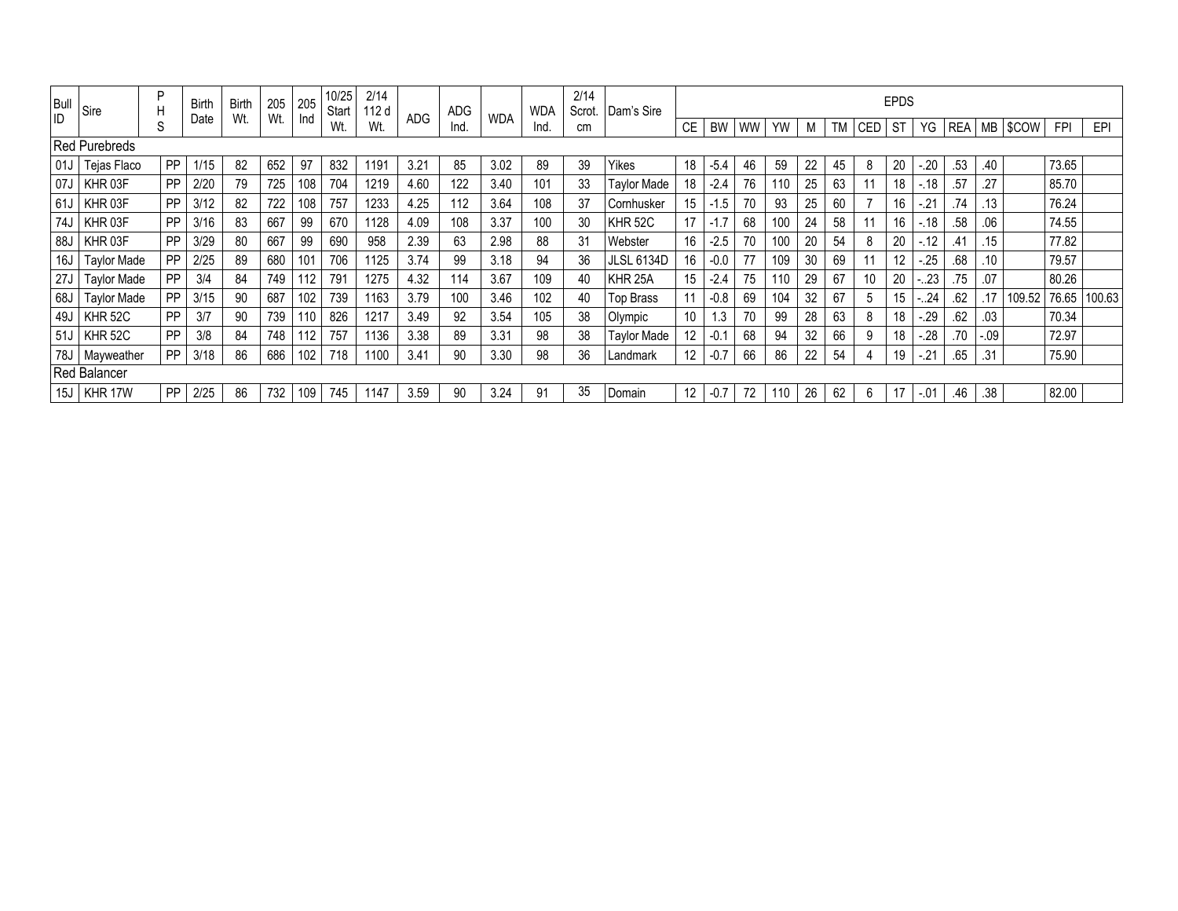| Bull ID | Sire | PHS | Birth Date | Birth Wt. | 205 Wt. | 205 Ind | 10/25 Start Wt. | 2/14 112 d Wt. | ADG | ADG Ind. | WDA | WDA Ind. | 2/14 Scrot. cm | Dam's Sire | EPDS | | | | | | | | | | | | | | |
|---|---|---|---|---|---|---|---|---|---|---|---|---|---|---|---|---|---|---|---|---|---|---|---|---|---|---|---|---|
| | | | | | | | | | | | | | | | CE | BW | WW | YW | M | TM | CED | ST | YG | REA | MB | $COW | FPI | EPI |
| Red Purebreds | | | | | | | | | | | | | | | | | | | | | | | | | | | | |
| 01J | Tejas Flaco | PP | 1/15 | 82 | 652 | 97 | 832 | 1191 | 3.21 | 85 | 3.02 | 89 | 39 | Yikes | 18 | -5.4 | 46 | 59 | 22 | 45 | 8 | 20 | -.20 | .53 | .40 | | 73.65 | |
| 07J | KHR 03F | PP | 2/20 | 79 | 725 | 108 | 704 | 1219 | 4.60 | 122 | 3.40 | 101 | 33 | Taylor Made | 18 | -2.4 | 76 | 110 | 25 | 63 | 11 | 18 | -.18 | .57 | .27 | | 85.70 | |
| 61J | KHR 03F | PP | 3/12 | 82 | 722 | 108 | 757 | 1233 | 4.25 | 112 | 3.64 | 108 | 37 | Cornhusker | 15 | -1.5 | 70 | 93 | 25 | 60 | 7 | 16 | -.21 | .74 | .13 | | 76.24 | |
| 74J | KHR 03F | PP | 3/16 | 83 | 667 | 99 | 670 | 1128 | 4.09 | 108 | 3.37 | 100 | 30 | KHR 52C | 17 | -1.7 | 68 | 100 | 24 | 58 | 11 | 16 | -.18 | .58 | .06 | | 74.55 | |
| 88J | KHR 03F | PP | 3/29 | 80 | 667 | 99 | 690 | 958 | 2.39 | 63 | 2.98 | 88 | 31 | Webster | 16 | -2.5 | 70 | 100 | 20 | 54 | 8 | 20 | -.12 | .41 | .15 | | 77.82 | |
| 16J | Taylor Made | PP | 2/25 | 89 | 680 | 101 | 706 | 1125 | 3.74 | 99 | 3.18 | 94 | 36 | JLSL 6134D | 16 | -0.0 | 77 | 109 | 30 | 69 | 11 | 12 | -.25 | .68 | .10 | | 79.57 | |
| 27J | Taylor Made | PP | 3/4 | 84 | 749 | 112 | 791 | 1275 | 4.32 | 114 | 3.67 | 109 | 40 | KHR 25A | 15 | -2.4 | 75 | 110 | 29 | 67 | 10 | 20 | -..23 | .75 | .07 | | 80.26 | |
| 68J | Taylor Made | PP | 3/15 | 90 | 687 | 102 | 739 | 1163 | 3.79 | 100 | 3.46 | 102 | 40 | Top Brass | 11 | -0.8 | 69 | 104 | 32 | 67 | 5 | 15 | -..24 | .62 | .17 | 109.52 | 76.65 | 100.63 |
| 49J | KHR 52C | PP | 3/7 | 90 | 739 | 110 | 826 | 1217 | 3.49 | 92 | 3.54 | 105 | 38 | Olympic | 10 | 1.3 | 70 | 99 | 28 | 63 | 8 | 18 | -.29 | .62 | .03 | | 70.34 | |
| 51J | KHR 52C | PP | 3/8 | 84 | 748 | 112 | 757 | 1136 | 3.38 | 89 | 3.31 | 98 | 38 | Taylor Made | 12 | -0.1 | 68 | 94 | 32 | 66 | 9 | 18 | -.28 | .70 | -.09 | | 72.97 | |
| 78J | Mayweather | PP | 3/18 | 86 | 686 | 102 | 718 | 1100 | 3.41 | 90 | 3.30 | 98 | 36 | Landmark | 12 | -0.7 | 66 | 86 | 22 | 54 | 4 | 19 | -.21 | .65 | .31 | | 75.90 | |
| Red Balancer | | | | | | | | | | | | | | | | | | | | | | | | | | | | |
| 15J | KHR 17W | PP | 2/25 | 86 | 732 | 109 | 745 | 1147 | 3.59 | 90 | 3.24 | 91 | 35 | Domain | 12 | -0.7 | 72 | 110 | 26 | 62 | 6 | 17 | -.01 | .46 | .38 | | 82.00 | |